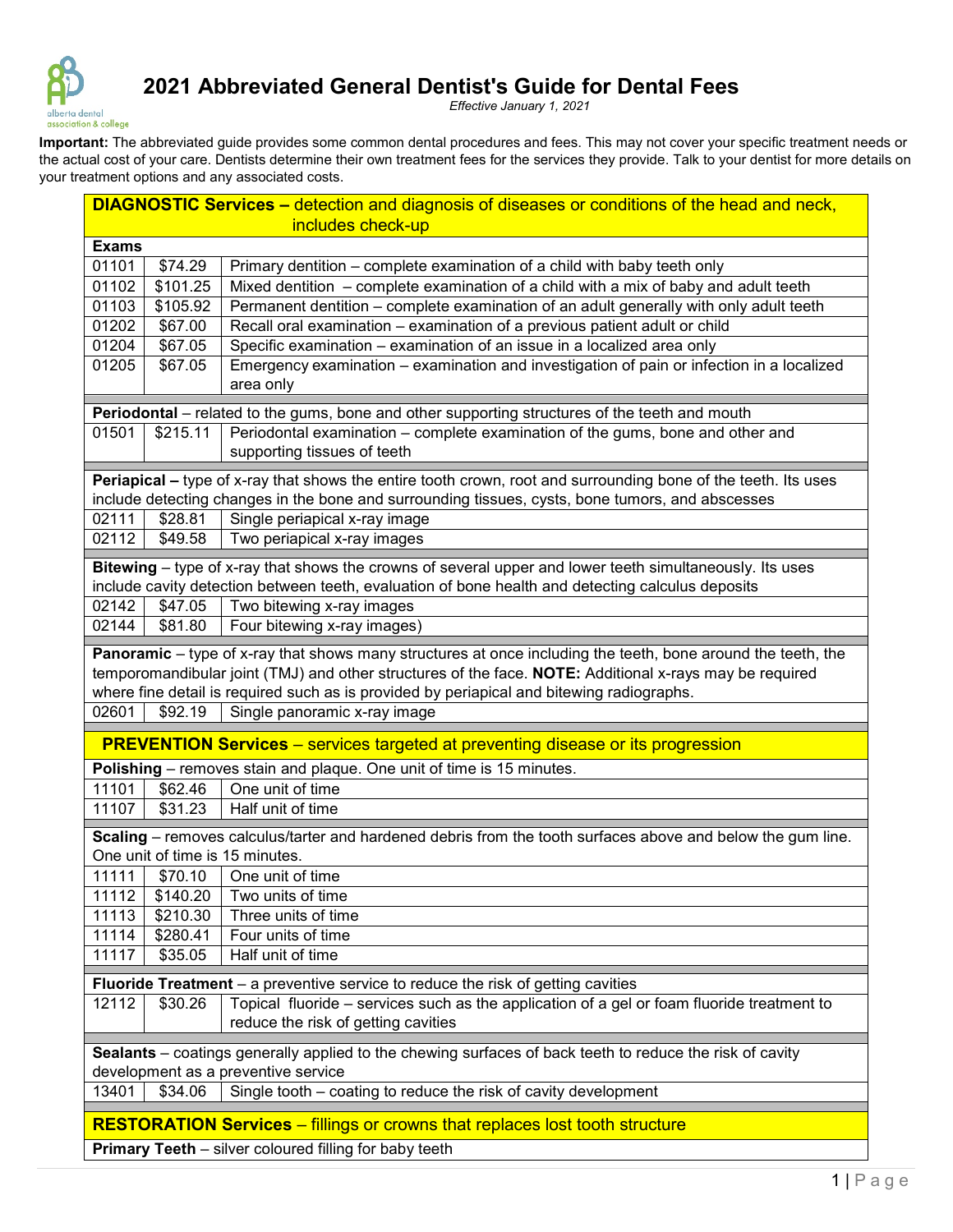# 2021 Abbreviated General Dentist's Guide for Dental Fees

*Effective January 1, 2021*

**Important:** The abbreviated guide provides some common dental procedures and fees. This may not cover your specific treatment needs or the actual cost of your care. Dentists determine their own treatment fees for the services they provide. Talk to your dentist for more details on your treatment options and any associated costs.

## DIAGNOSTIC Services – detection and diagnosis of diseases or conditions of the head and neck, includes check-up

**Exams**

| Code | Fee | Description |
|---|---|---|
| 01101 | $74.29 | Primary dentition – complete examination of a child with baby teeth only |
| 01102 | $101.25 | Mixed dentition – complete examination of a child with a mix of baby and adult teeth |
| 01103 | $105.92 | Permanent dentition – complete examination of an adult generally with only adult teeth |
| 01202 | $67.00 | Recall oral examination – examination of a previous patient adult or child |
| 01204 | $67.05 | Specific examination – examination of an issue in a localized area only |
| 01205 | $67.05 | Emergency examination – examination and investigation of pain or infection in a localized area only |

**Periodontal** – related to the gums, bone and other supporting structures of the teeth and mouth

| Code | Fee | Description |
|---|---|---|
| 01501 | $215.11 | Periodontal examination – complete examination of the gums, bone and other and supporting tissues of teeth |

**Periapical –** type of x-ray that shows the entire tooth crown, root and surrounding bone of the teeth. Its uses include detecting changes in the bone and surrounding tissues, cysts, bone tumors, and abscesses

| Code | Fee | Description |
|---|---|---|
| 02111 | $28.81 | Single periapical x-ray image |
| 02112 | $49.58 | Two periapical x-ray images |

**Bitewing** – type of x-ray that shows the crowns of several upper and lower teeth simultaneously. Its uses include cavity detection between teeth, evaluation of bone health and detecting calculus deposits

| Code | Fee | Description |
|---|---|---|
| 02142 | $47.05 | Two bitewing x-ray images |
| 02144 | $81.80 | Four bitewing x-ray images) |

**Panoramic** – type of x-ray that shows many structures at once including the teeth, bone around the teeth, the temporomandibular joint (TMJ) and other structures of the face. **NOTE:** Additional x-rays may be required where fine detail is required such as is provided by periapical and bitewing radiographs.

| Code | Fee | Description |
|---|---|---|
| 02601 | $92.19 | Single panoramic x-ray image |

## PREVENTION Services – services targeted at preventing disease or its progression

**Polishing** – removes stain and plaque. One unit of time is 15 minutes.

| Code | Fee | Description |
|---|---|---|
| 11101 | $62.46 | One unit of time |
| 11107 | $31.23 | Half unit of time |

**Scaling** – removes calculus/tarter and hardened debris from the tooth surfaces above and below the gum line. One unit of time is 15 minutes.

| Code | Fee | Description |
|---|---|---|
| 11111 | $70.10 | One unit of time |
| 11112 | $140.20 | Two units of time |
| 11113 | $210.30 | Three units of time |
| 11114 | $280.41 | Four units of time |
| 11117 | $35.05 | Half unit of time |

**Fluoride Treatment** – a preventive service to reduce the risk of getting cavities

| Code | Fee | Description |
|---|---|---|
| 12112 | $30.26 | Topical fluoride – services such as the application of a gel or foam fluoride treatment to reduce the risk of getting cavities |

**Sealants** – coatings generally applied to the chewing surfaces of back teeth to reduce the risk of cavity development as a preventive service

| Code | Fee | Description |
|---|---|---|
| 13401 | $34.06 | Single tooth – coating to reduce the risk of cavity development |

## RESTORATION Services – fillings or crowns that replaces lost tooth structure

**Primary Teeth** – silver coloured filling for baby teeth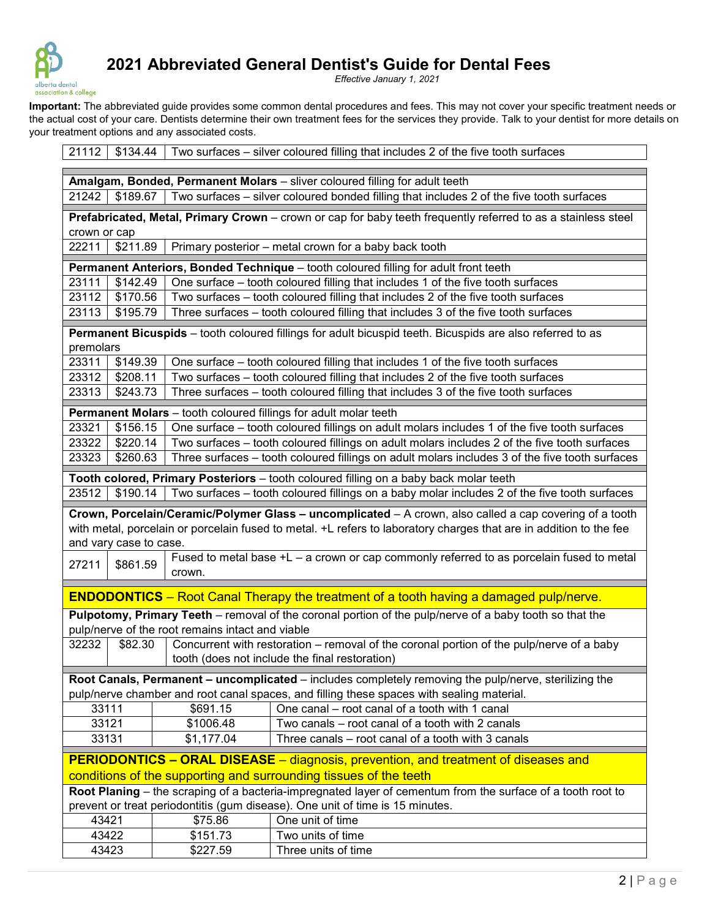# 2021 Abbreviated General Dentist's Guide for Dental Fees

*Effective January 1, 2021*

**Important:** The abbreviated guide provides some common dental procedures and fees. This may not cover your specific treatment needs or the actual cost of your care. Dentists determine their own treatment fees for the services they provide. Talk to your dentist for more details on your treatment options and any associated costs.

| Code | Fee | Description |
|---|---|---|
| 21112 | $134.44 | Two surfaces – silver coloured filling that includes 2 of the five tooth surfaces |
| **Amalgam, Bonded, Permanent Molars** – sliver coloured filling for adult teeth | | |
| 21242 | $189.67 | Two surfaces – silver coloured bonded filling that includes 2 of the five tooth surfaces |
| **Prefabricated, Metal, Primary Crown** – crown or cap for baby teeth frequently referred to as a stainless steel crown or cap | | |
| 22211 | $211.89 | Primary posterior – metal crown for a baby back tooth |
| **Permanent Anteriors, Bonded Technique** – tooth coloured filling for adult front teeth | | |
| 23111 | $142.49 | One surface – tooth coloured filling that includes 1 of the five tooth surfaces |
| 23112 | $170.56 | Two surfaces – tooth coloured filling that includes 2 of the five tooth surfaces |
| 23113 | $195.79 | Three surfaces – tooth coloured filling that includes 3 of the five tooth surfaces |
| **Permanent Bicuspids** – tooth coloured fillings for adult bicuspid teeth. Bicuspids are also referred to as premolars | | |
| 23311 | $149.39 | One surface – tooth coloured filling that includes 1 of the five tooth surfaces |
| 23312 | $208.11 | Two surfaces – tooth coloured filling that includes 2 of the five tooth surfaces |
| 23313 | $243.73 | Three surfaces – tooth coloured filling that includes 3 of the five tooth surfaces |
| **Permanent Molars** – tooth coloured fillings for adult molar teeth | | |
| 23321 | $156.15 | One surface – tooth coloured fillings on adult molars includes 1 of the five tooth surfaces |
| 23322 | $220.14 | Two surfaces – tooth coloured fillings on adult molars includes 2 of the five tooth surfaces |
| 23323 | $260.63 | Three surfaces – tooth coloured fillings on adult molars includes 3 of the five tooth surfaces |
| **Tooth colored, Primary Posteriors** – tooth coloured filling on a baby back molar teeth | | |
| 23512 | $190.14 | Two surfaces – tooth coloured fillings on a baby molar includes 2 of the five tooth surfaces |
| **Crown, Porcelain/Ceramic/Polymer Glass – uncomplicated** – A crown, also called a cap covering of a tooth with metal, porcelain or porcelain fused to metal. +L refers to laboratory charges that are in addition to the fee and vary case to case. | | |
| 27211 | $861.59 | Fused to metal base +L – a crown or cap commonly referred to as porcelain fused to metal crown. |

## ENDODONTICS – Root Canal Therapy the treatment of a tooth having a damaged pulp/nerve.

| Code | Fee | Description |
|---|---|---|
| **Pulpotomy, Primary Teeth** – removal of the coronal portion of the pulp/nerve of a baby tooth so that the pulp/nerve of the root remains intact and viable | | |
| 32232 | $82.30 | Concurrent with restoration – removal of the coronal portion of the pulp/nerve of a baby tooth (does not include the final restoration) |
| **Root Canals, Permanent – uncomplicated** – includes completely removing the pulp/nerve, sterilizing the pulp/nerve chamber and root canal spaces, and filling these spaces with sealing material. | | |
| 33111 | $691.15 | One canal – root canal of a tooth with 1 canal |
| 33121 | $1006.48 | Two canals – root canal of a tooth with 2 canals |
| 33131 | $1,177.04 | Three canals – root canal of a tooth with 3 canals |

## PERIODONTICS – ORAL DISEASE – diagnosis, prevention, and treatment of diseases and conditions of the supporting and surrounding tissues of the teeth

| Code | Fee | Description |
|---|---|---|
| **Root Planing** – the scraping of a bacteria-impregnated layer of cementum from the surface of a tooth root to prevent or treat periodontitis (gum disease). One unit of time is 15 minutes. | | |
| 43421 | $75.86 | One unit of time |
| 43422 | $151.73 | Two units of time |
| 43423 | $227.59 | Three units of time |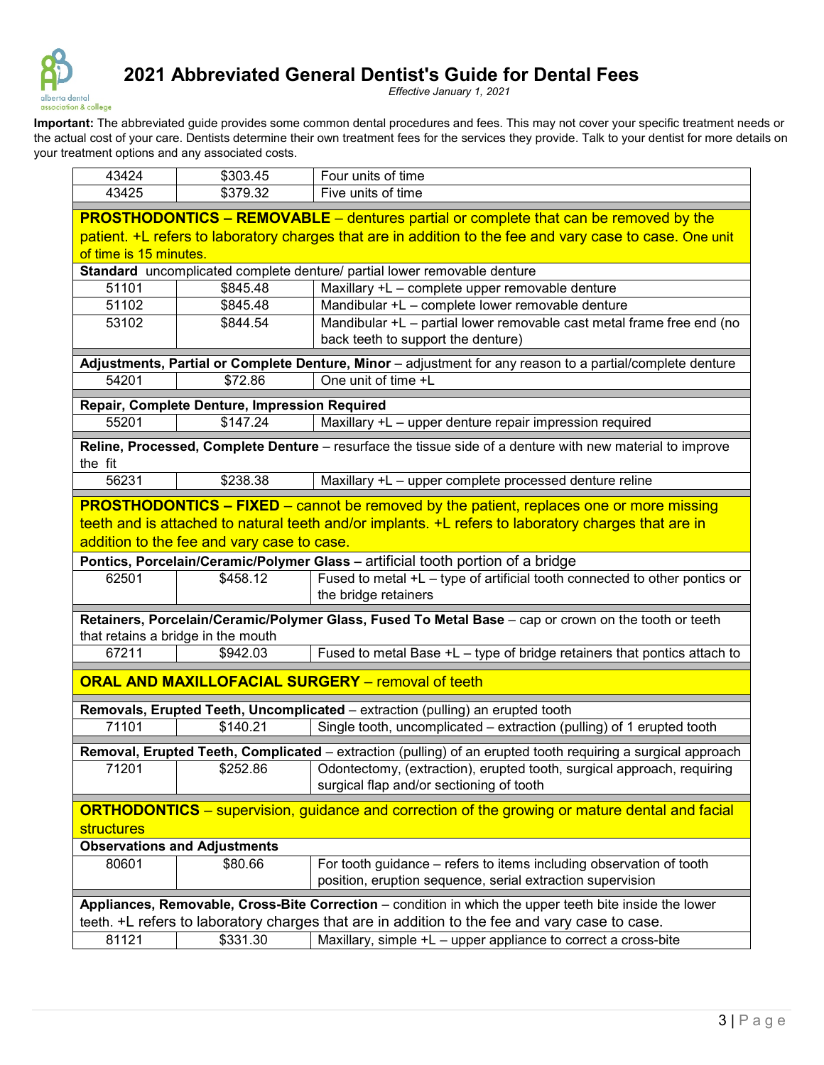# 2021 Abbreviated General Dentist's Guide for Dental Fees

*Effective January 1, 2021*

**Important:** The abbreviated guide provides some common dental procedures and fees. This may not cover your specific treatment needs or the actual cost of your care. Dentists determine their own treatment fees for the services they provide. Talk to your dentist for more details on your treatment options and any associated costs.

| | | |
|---|---|---|
| 43424 | $303.45 | Four units of time |
| 43425 | $379.32 | Five units of time |
| **PROSTHODONTICS – REMOVABLE** – dentures partial or complete that can be removed by the patient. +L refers to laboratory charges that are in addition to the fee and vary case to case. One unit of time is 15 minutes. | | |
| **Standard** uncomplicated complete denture/ partial lower removable denture | | |
| 51101 | $845.48 | Maxillary +L – complete upper removable denture |
| 51102 | $845.48 | Mandibular +L – complete lower removable denture |
| 53102 | $844.54 | Mandibular +L – partial lower removable cast metal frame free end (no back teeth to support the denture) |
| **Adjustments, Partial or Complete Denture, Minor** – adjustment for any reason to a partial/complete denture | | |
| 54201 | $72.86 | One unit of time +L |
| **Repair, Complete Denture, Impression Required** | | |
| 55201 | $147.24 | Maxillary +L – upper denture repair impression required |
| **Reline, Processed, Complete Denture** – resurface the tissue side of a denture with new material to improve the fit | | |
| 56231 | $238.38 | Maxillary +L – upper complete processed denture reline |
| **PROSTHODONTICS – FIXED** – cannot be removed by the patient, replaces one or more missing teeth and is attached to natural teeth and/or implants. +L refers to laboratory charges that are in addition to the fee and vary case to case. | | |
| **Pontics, Porcelain/Ceramic/Polymer Glass** – artificial tooth portion of a bridge | | |
| 62501 | $458.12 | Fused to metal +L – type of artificial tooth connected to other pontics or the bridge retainers |
| **Retainers, Porcelain/Ceramic/Polymer Glass, Fused To Metal Base** – cap or crown on the tooth or teeth that retains a bridge in the mouth | | |
| 67211 | $942.03 | Fused to metal Base +L – type of bridge retainers that pontics attach to |
| **ORAL AND MAXILLOFACIAL SURGERY** – removal of teeth | | |
| **Removals, Erupted Teeth, Uncomplicated** – extraction (pulling) an erupted tooth | | |
| 71101 | $140.21 | Single tooth, uncomplicated – extraction (pulling) of 1 erupted tooth |
| **Removal, Erupted Teeth, Complicated** – extraction (pulling) of an erupted tooth requiring a surgical approach | | |
| 71201 | $252.86 | Odontectomy, (extraction), erupted tooth, surgical approach, requiring surgical flap and/or sectioning of tooth |
| **ORTHODONTICS** – supervision, guidance and correction of the growing or mature dental and facial structures | | |
| **Observations and Adjustments** | | |
| 80601 | $80.66 | For tooth guidance – refers to items including observation of tooth position, eruption sequence, serial extraction supervision |
| **Appliances, Removable, Cross-Bite Correction** – condition in which the upper teeth bite inside the lower teeth. +L refers to laboratory charges that are in addition to the fee and vary case to case. | | |
| 81121 | $331.30 | Maxillary, simple +L – upper appliance to correct a cross-bite |